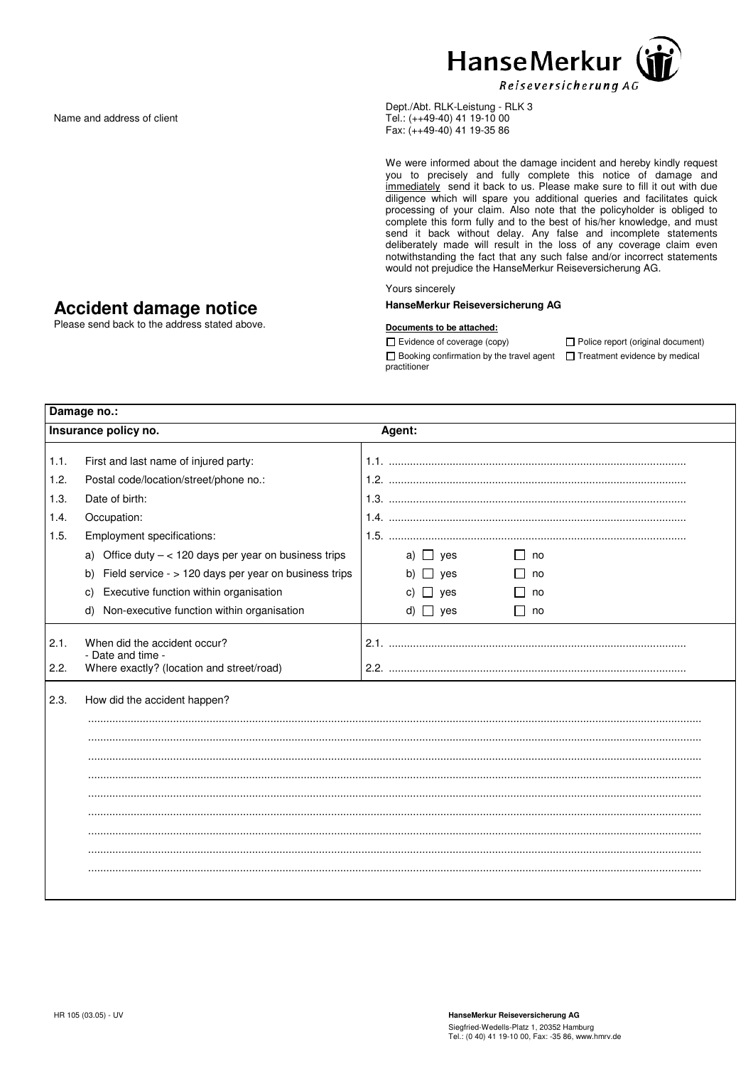HanseMerkur
Reiseversicherung AG

Name and address of client

Dept./Abt. RLK-Leistung - RLK 3
Tel.: (++49-40) 41 19-10 00
Fax: (++49-40) 41 19-35 86

We were informed about the damage incident and hereby kindly request you to precisely and fully complete this notice of damage and <u>immediately</u> send it back to us. Please make sure to fill it out with due diligence which will spare you additional queries and facilitates quick processing of your claim. Also note that the policyholder is obliged to complete this form fully and to the best of his/her knowledge, and must send it back without delay. Any false and incomplete statements deliberately made will result in the loss of any coverage claim even notwithstanding the fact that any such false and/or incorrect statements would not prejudice the HanseMerkur Reiseversicherung AG.

Yours sincerely

**HanseMerkur Reiseversicherung AG**

# Accident damage notice

Please send back to the address stated above.

**Documents to be attached:**

- ☐ Evidence of coverage (copy)
- ☐ Police report (original document)
- ☐ Booking confirmation by the travel agent
- ☐ Treatment evidence by medical practitioner

**Damage no.:**

**Insurance policy no.** **Agent:**

| | | |
|---|---|---|
| 1.1. | First and last name of injured party: | 1.1. ........................................ |
| 1.2. | Postal code/location/street/phone no.: | 1.2. ........................................ |
| 1.3. | Date of birth: | 1.3. ........................................ |
| 1.4. | Occupation: | 1.4. ........................................ |
| 1.5. | Employment specifications: | 1.5. ........................................ |
| | a) Office duty – < 120 days per year on business trips | a) ☐ yes ☐ no |
| | b) Field service - > 120 days per year on business trips | b) ☐ yes ☐ no |
| | c) Executive function within organisation | c) ☐ yes ☐ no |
| | d) Non-executive function within organisation | d) ☐ yes ☐ no |
| 2.1. | When did the accident occur? - Date and time - | 2.1. ........................................ |
| 2.2. | Where exactly? (location and street/road) | 2.2. ........................................ |

2.3. How did the accident happen?

..........................................................................................................................

..........................................................................................................................

..........................................................................................................................

..........................................................................................................................

..........................................................................................................................

..........................................................................................................................

..........................................................................................................................

..........................................................................................................................

..........................................................................................................................

HR 105 (03.05) - UV

**HanseMerkur Reiseversicherung AG**
Siegfried-Wedells-Platz 1, 20352 Hamburg
Tel.: (0 40) 41 19-10 00, Fax: -35 86, www.hmrv.de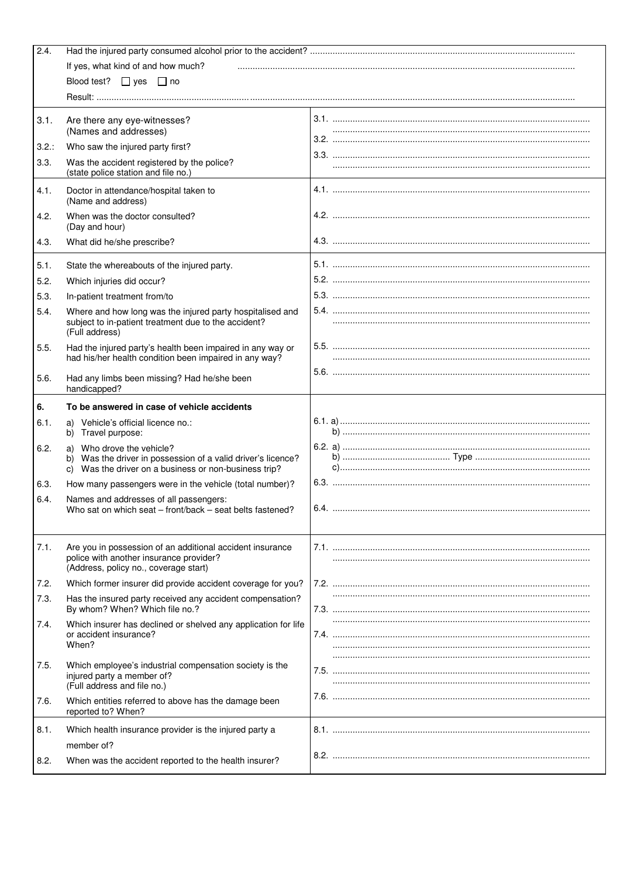| | | |
|---|---|---|
| 2.4. | Had the injured party consumed alcohol prior to the accident? ........................................<br>If yes, what kind of and how much? ........................................<br>Blood test? ☐ yes ☐ no<br>Result: ........................................ | |
| 3.1. | Are there any eye-witnesses?<br>(Names and addresses) | 3.1. ........................................<br>........................................ |
| 3.2.: | Who saw the injured party first? | 3.2. ........................................ |
| 3.3. | Was the accident registered by the police?<br>(state police station and file no.) | 3.3. ........................................<br>........................................ |
| 4.1. | Doctor in attendance/hospital taken to<br>(Name and address) | 4.1. ........................................ |
| 4.2. | When was the doctor consulted?<br>(Day and hour) | 4.2. ........................................ |
| 4.3. | What did he/she prescribe? | 4.3. ........................................ |
| 5.1. | State the whereabouts of the injured party. | 5.1. ........................................ |
| 5.2. | Which injuries did occur? | 5.2. ........................................ |
| 5.3. | In-patient treatment from/to | 5.3. ........................................ |
| 5.4. | Where and how long was the injured party hospitalised and subject to in-patient treatment due to the accident?<br>(Full address) | 5.4. ........................................<br>........................................ |
| 5.5. | Had the injured party's health been impaired in any way or had his/her health condition been impaired in any way? | 5.5. ........................................<br>........................................ |
| 5.6. | Had any limbs been missing? Had he/she been handicapped? | 5.6. ........................................ |
| **6.** | **To be answered in case of vehicle accidents** | |
| 6.1. | a) Vehicle's official licence no.:<br>b) Travel purpose: | 6.1. a) ........................................<br>b) ........................................ |
| 6.2. | a) Who drove the vehicle?<br>b) Was the driver in possession of a valid driver's licence?<br>c) Was the driver on a business or non-business trip? | 6.2. a) ........................................<br>b) .................... Type ....................<br>c) ........................................ |
| 6.3. | How many passengers were in the vehicle (total number)? | 6.3. ........................................ |
| 6.4. | Names and addresses of all passengers:<br>Who sat on which seat – front/back – seat belts fastened? | 6.4. ........................................ |
| 7.1. | Are you in possession of an additional accident insurance police with another insurance provider?<br>(Address, policy no., coverage start) | 7.1. ........................................<br>........................................ |
| 7.2. | Which former insurer did provide accident coverage for you? | 7.2. ........................................ |
| 7.3. | Has the insured party received any accident compensation?<br>By whom? When? Which file no.? | ........................................<br>7.3. ........................................ |
| 7.4. | Which insurer has declined or shelved any application for life or accident insurance?<br>When? | ........................................<br>7.4. ........................................<br>........................................ |
| 7.5. | Which employee's industrial compensation society is the injured party a member of?<br>(Full address and file no.) | ........................................<br>7.5. ........................................<br>........................................ |
| 7.6. | Which entities referred to above has the damage been reported to? When? | 7.6. ........................................ |
| 8.1. | Which health insurance provider is the injured party a member of? | 8.1. ........................................ |
| 8.2. | When was the accident reported to the health insurer? | 8.2. ........................................ |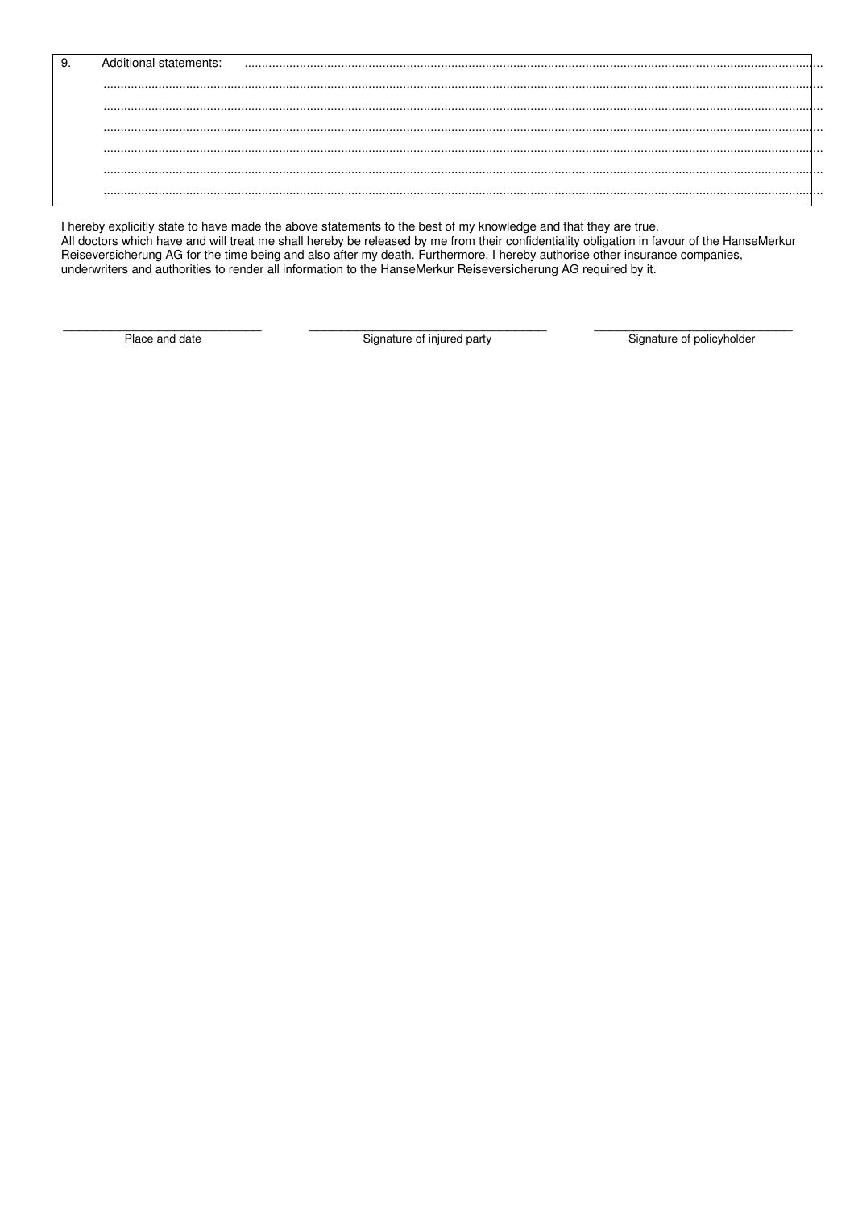9. Additional statements: ....................................................................................................................................................................................

..............................................................................................................................................................................................................

..............................................................................................................................................................................................................

..............................................................................................................................................................................................................

..............................................................................................................................................................................................................

..............................................................................................................................................................................................................

..............................................................................................................................................................................................................

I hereby explicitly state to have made the above statements to the best of my knowledge and that they are true.
All doctors which have and will treat me shall hereby be released by me from their confidentiality obligation in favour of the HanseMerkur Reiseversicherung AG for the time being and also after my death. Furthermore, I hereby authorise other insurance companies, underwriters and authorities to render all information to the HanseMerkur Reiseversicherung AG required by it.

| | | |
|---|---|---|
| ______________________________ | ____________________________________ | ______________________________ |
| Place and date | Signature of injured party | Signature of policyholder |